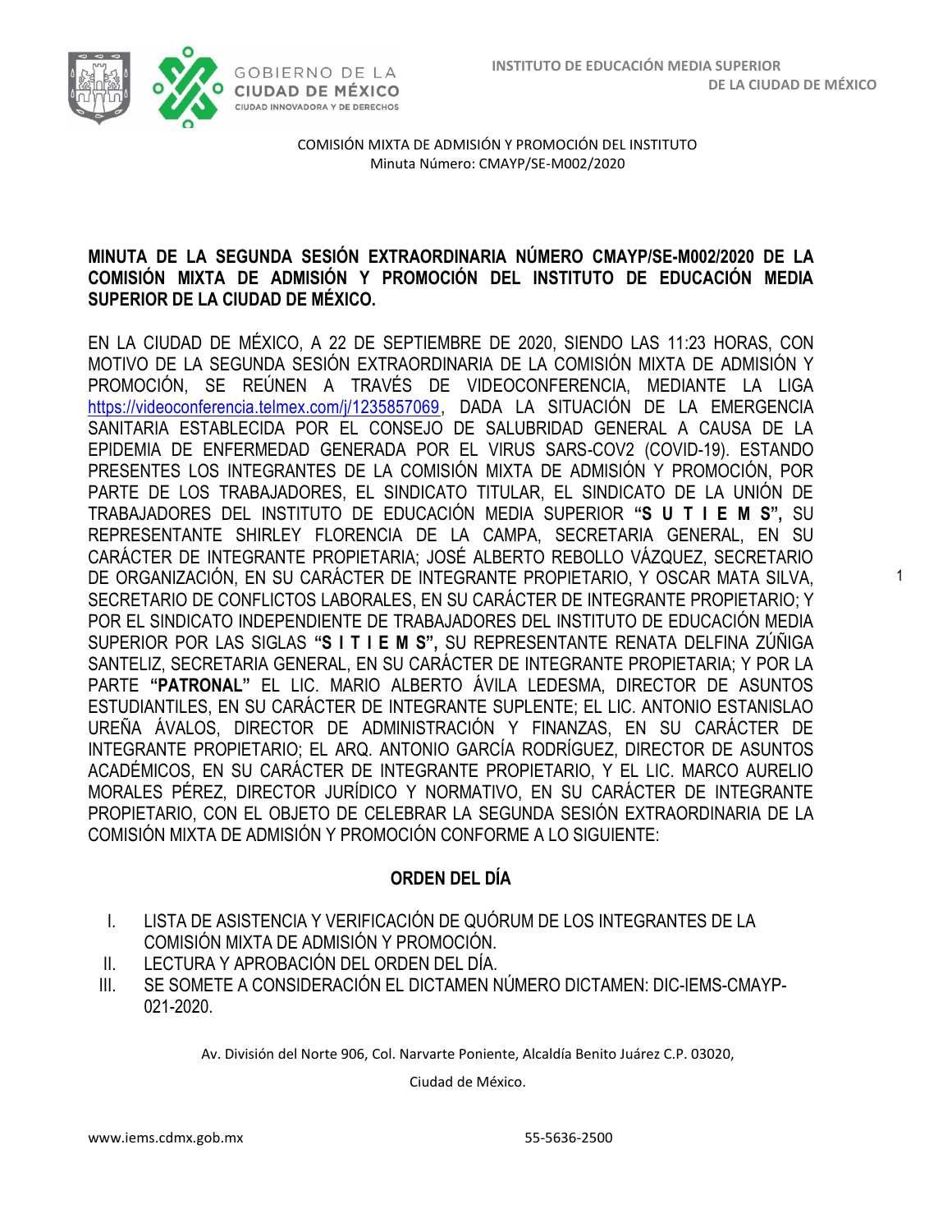COMISIÓN MIXTA DE ADMISIÓN Y PROMOCIÓN DEL INSTITUTO
Minuta Número: CMAYP/SE-M002/2020

**MINUTA DE LA SEGUNDA SESIÓN EXTRAORDINARIA NÚMERO CMAYP/SE-M002/2020 DE LA COMISIÓN MIXTA DE ADMISIÓN Y PROMOCIÓN DEL INSTITUTO DE EDUCACIÓN MEDIA SUPERIOR DE LA CIUDAD DE MÉXICO.**

EN LA CIUDAD DE MÉXICO, A 22 DE SEPTIEMBRE DE 2020, SIENDO LAS 11:23 HORAS, CON MOTIVO DE LA SEGUNDA SESIÓN EXTRAORDINARIA DE LA COMISIÓN MIXTA DE ADMISIÓN Y PROMOCIÓN, SE REÚNEN A TRAVÉS DE VIDEOCONFERENCIA, MEDIANTE LA LIGA https://videoconferencia.telmex.com/j/1235857069, DADA LA SITUACIÓN DE LA EMERGENCIA SANITARIA ESTABLECIDA POR EL CONSEJO DE SALUBRIDAD GENERAL A CAUSA DE LA EPIDEMIA DE ENFERMEDAD GENERADA POR EL VIRUS SARS-COV2 (COVID-19). ESTANDO PRESENTES LOS INTEGRANTES DE LA COMISIÓN MIXTA DE ADMISIÓN Y PROMOCIÓN, POR PARTE DE LOS TRABAJADORES, EL SINDICATO TITULAR, EL SINDICATO DE LA UNIÓN DE TRABAJADORES DEL INSTITUTO DE EDUCACIÓN MEDIA SUPERIOR **"S U T I E M S",** SU REPRESENTANTE SHIRLEY FLORENCIA DE LA CAMPA, SECRETARIA GENERAL, EN SU CARÁCTER DE INTEGRANTE PROPIETARIA; JOSÉ ALBERTO REBOLLO VÁZQUEZ, SECRETARIO DE ORGANIZACIÓN, EN SU CARÁCTER DE INTEGRANTE PROPIETARIO, Y OSCAR MATA SILVA, SECRETARIO DE CONFLICTOS LABORALES, EN SU CARÁCTER DE INTEGRANTE PROPIETARIO; Y POR EL SINDICATO INDEPENDIENTE DE TRABAJADORES DEL INSTITUTO DE EDUCACIÓN MEDIA SUPERIOR POR LAS SIGLAS **"S I T I E M S",** SU REPRESENTANTE RENATA DELFINA ZÚÑIGA SANTELIZ, SECRETARIA GENERAL, EN SU CARÁCTER DE INTEGRANTE PROPIETARIA; Y POR LA PARTE **"PATRONAL"** EL LIC. MARIO ALBERTO ÁVILA LEDESMA, DIRECTOR DE ASUNTOS ESTUDIANTILES, EN SU CARÁCTER DE INTEGRANTE SUPLENTE; EL LIC. ANTONIO ESTANISLAO UREÑA ÁVALOS, DIRECTOR DE ADMINISTRACIÓN Y FINANZAS, EN SU CARÁCTER DE INTEGRANTE PROPIETARIO; EL ARQ. ANTONIO GARCÍA RODRÍGUEZ, DIRECTOR DE ASUNTOS ACADÉMICOS, EN SU CARÁCTER DE INTEGRANTE PROPIETARIO, Y EL LIC. MARCO AURELIO MORALES PÉREZ, DIRECTOR JURÍDICO Y NORMATIVO, EN SU CARÁCTER DE INTEGRANTE PROPIETARIO, CON EL OBJETO DE CELEBRAR LA SEGUNDA SESIÓN EXTRAORDINARIA DE LA COMISIÓN MIXTA DE ADMISIÓN Y PROMOCIÓN CONFORME A LO SIGUIENTE:

## ORDEN DEL DÍA

I. LISTA DE ASISTENCIA Y VERIFICACIÓN DE QUÓRUM DE LOS INTEGRANTES DE LA COMISIÓN MIXTA DE ADMISIÓN Y PROMOCIÓN.
II. LECTURA Y APROBACIÓN DEL ORDEN DEL DÍA.
III. SE SOMETE A CONSIDERACIÓN EL DICTAMEN NÚMERO DICTAMEN: DIC-IEMS-CMAYP-021-2020.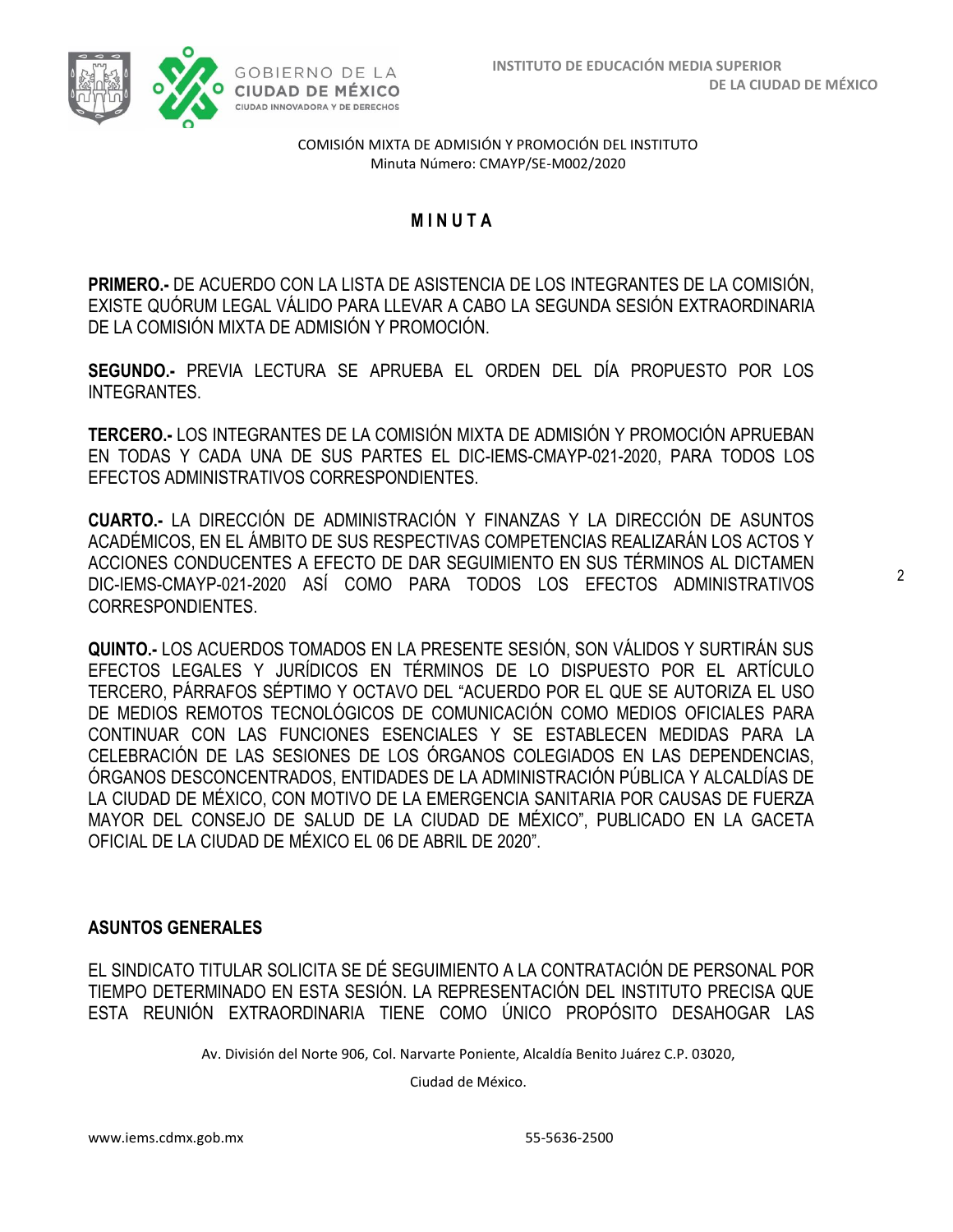COMISIÓN MIXTA DE ADMISIÓN Y PROMOCIÓN DEL INSTITUTO
Minuta Número: CMAYP/SE-M002/2020

## M I N U T A

**PRIMERO.-** DE ACUERDO CON LA LISTA DE ASISTENCIA DE LOS INTEGRANTES DE LA COMISIÓN, EXISTE QUÓRUM LEGAL VÁLIDO PARA LLEVAR A CABO LA SEGUNDA SESIÓN EXTRAORDINARIA DE LA COMISIÓN MIXTA DE ADMISIÓN Y PROMOCIÓN.

**SEGUNDO.-** PREVIA LECTURA SE APRUEBA EL ORDEN DEL DÍA PROPUESTO POR LOS INTEGRANTES.

**TERCERO.-** LOS INTEGRANTES DE LA COMISIÓN MIXTA DE ADMISIÓN Y PROMOCIÓN APRUEBAN EN TODAS Y CADA UNA DE SUS PARTES EL DIC-IEMS-CMAYP-021-2020, PARA TODOS LOS EFECTOS ADMINISTRATIVOS CORRESPONDIENTES.

**CUARTO.-** LA DIRECCIÓN DE ADMINISTRACIÓN Y FINANZAS Y LA DIRECCIÓN DE ASUNTOS ACADÉMICOS, EN EL ÁMBITO DE SUS RESPECTIVAS COMPETENCIAS REALIZARÁN LOS ACTOS Y ACCIONES CONDUCENTES A EFECTO DE DAR SEGUIMIENTO EN SUS TÉRMINOS AL DICTAMEN DIC-IEMS-CMAYP-021-2020 ASÍ COMO PARA TODOS LOS EFECTOS ADMINISTRATIVOS CORRESPONDIENTES.

**QUINTO.-** LOS ACUERDOS TOMADOS EN LA PRESENTE SESIÓN, SON VÁLIDOS Y SURTIRÁN SUS EFECTOS LEGALES Y JURÍDICOS EN TÉRMINOS DE LO DISPUESTO POR EL ARTÍCULO TERCERO, PÁRRAFOS SÉPTIMO Y OCTAVO DEL "ACUERDO POR EL QUE SE AUTORIZA EL USO DE MEDIOS REMOTOS TECNOLÓGICOS DE COMUNICACIÓN COMO MEDIOS OFICIALES PARA CONTINUAR CON LAS FUNCIONES ESENCIALES Y SE ESTABLECEN MEDIDAS PARA LA CELEBRACIÓN DE LAS SESIONES DE LOS ÓRGANOS COLEGIADOS EN LAS DEPENDENCIAS, ÓRGANOS DESCONCENTRADOS, ENTIDADES DE LA ADMINISTRACIÓN PÚBLICA Y ALCALDÍAS DE LA CIUDAD DE MÉXICO, CON MOTIVO DE LA EMERGENCIA SANITARIA POR CAUSAS DE FUERZA MAYOR DEL CONSEJO DE SALUD DE LA CIUDAD DE MÉXICO", PUBLICADO EN LA GACETA OFICIAL DE LA CIUDAD DE MÉXICO EL 06 DE ABRIL DE 2020".

### ASUNTOS GENERALES

EL SINDICATO TITULAR SOLICITA SE DÉ SEGUIMIENTO A LA CONTRATACIÓN DE PERSONAL POR TIEMPO DETERMINADO EN ESTA SESIÓN. LA REPRESENTACIÓN DEL INSTITUTO PRECISA QUE ESTA REUNIÓN EXTRAORDINARIA TIENE COMO ÚNICO PROPÓSITO DESAHOGAR LAS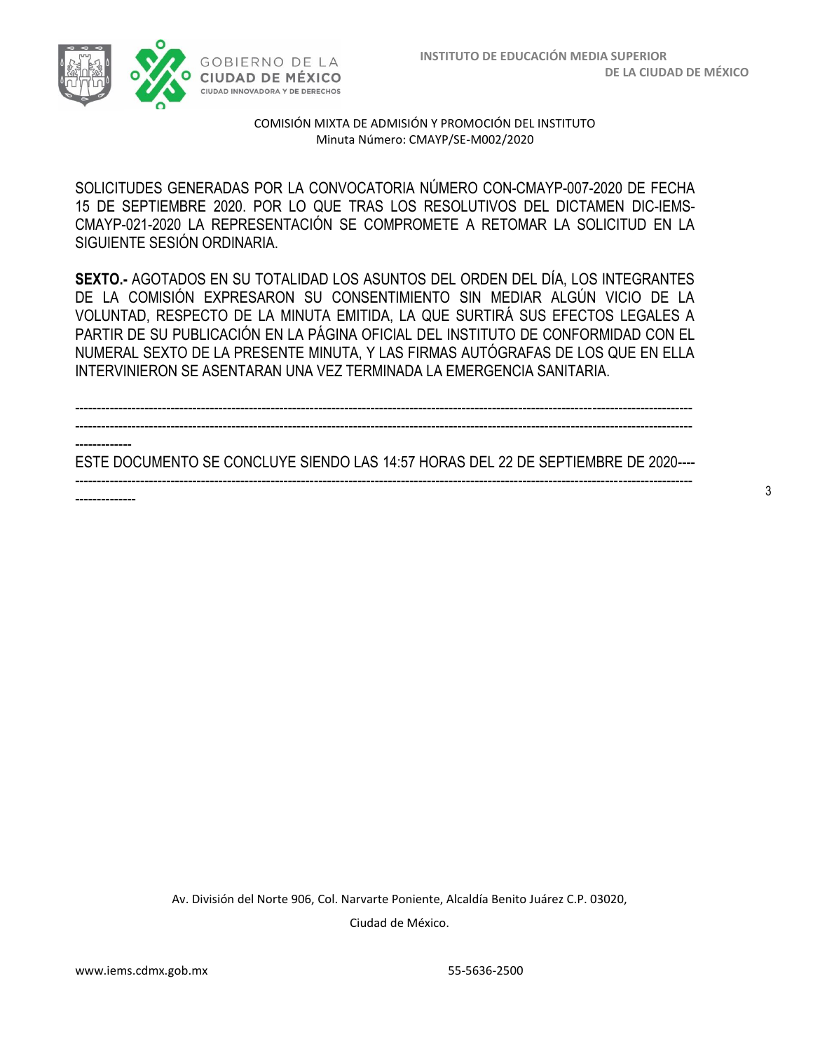COMISIÓN MIXTA DE ADMISIÓN Y PROMOCIÓN DEL INSTITUTO
Minuta Número: CMAYP/SE-M002/2020

SOLICITUDES GENERADAS POR LA CONVOCATORIA NÚMERO CON-CMAYP-007-2020 DE FECHA 15 DE SEPTIEMBRE 2020. POR LO QUE TRAS LOS RESOLUTIVOS DEL DICTAMEN DIC-IEMS-CMAYP-021-2020 LA REPRESENTACIÓN SE COMPROMETE A RETOMAR LA SOLICITUD EN LA SIGUIENTE SESIÓN ORDINARIA.

**SEXTO.-** AGOTADOS EN SU TOTALIDAD LOS ASUNTOS DEL ORDEN DEL DÍA, LOS INTEGRANTES DE LA COMISIÓN EXPRESARON SU CONSENTIMIENTO SIN MEDIAR ALGÚN VICIO DE LA VOLUNTAD, RESPECTO DE LA MINUTA EMITIDA, LA QUE SURTIRÁ SUS EFECTOS LEGALES A PARTIR DE SU PUBLICACIÓN EN LA PÁGINA OFICIAL DEL INSTITUTO DE CONFORMIDAD CON EL NUMERAL SEXTO DE LA PRESENTE MINUTA, Y LAS FIRMAS AUTÓGRAFAS DE LOS QUE EN ELLA INTERVINIERON SE ASENTARAN UNA VEZ TERMINADA LA EMERGENCIA SANITARIA.

-----------------------------------------------------------------------------------------------------------------------------------------------
-----------------------------------------------------------------------------------------------------------------------------------------------
-------------

ESTE DOCUMENTO SE CONCLUYE SIENDO LAS 14:57 HORAS DEL 22 DE SEPTIEMBRE DE 2020----
-----------------------------------------------------------------------------------------------------------------------------------------------
--------------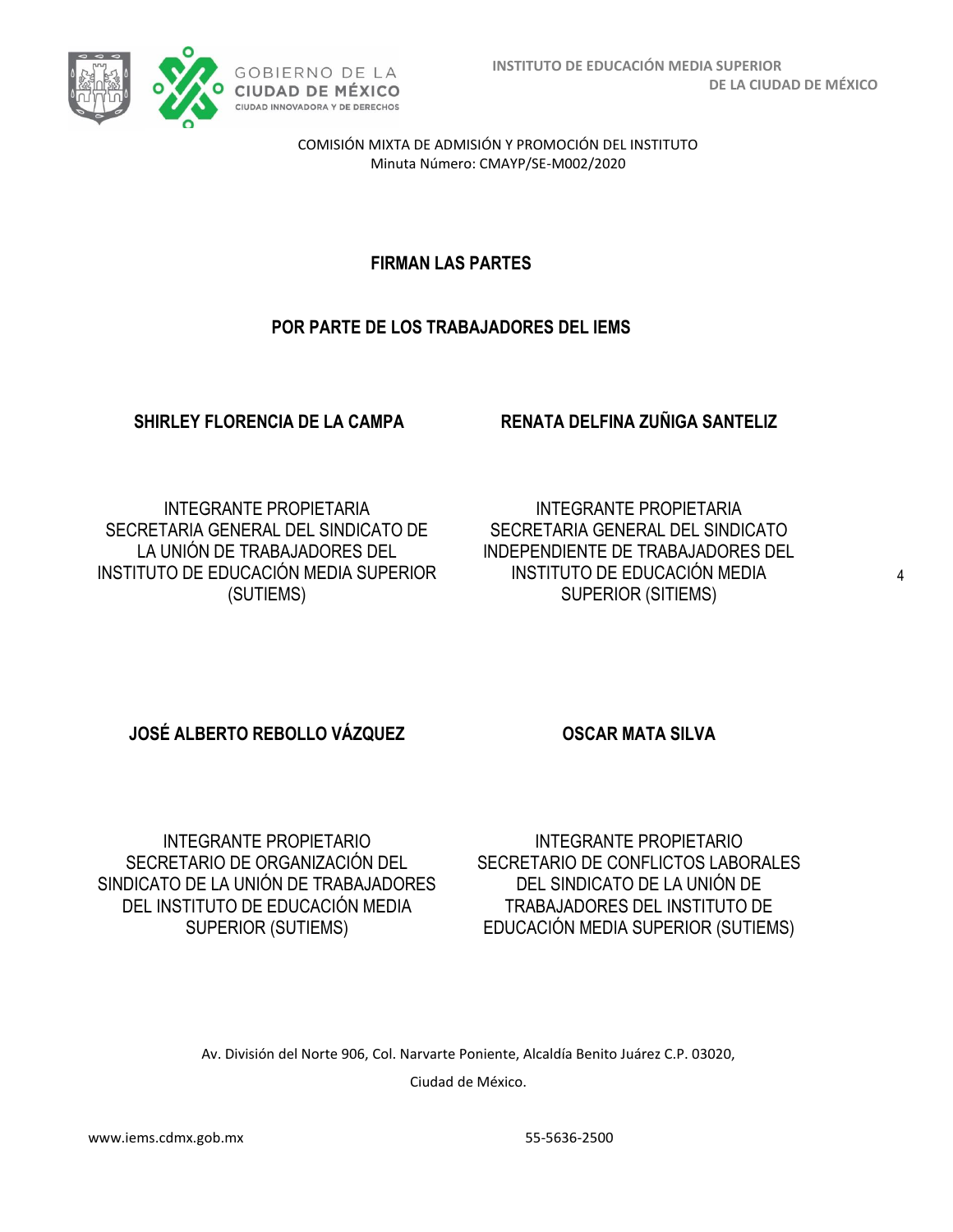COMISIÓN MIXTA DE ADMISIÓN Y PROMOCIÓN DEL INSTITUTO
Minuta Número: CMAYP/SE-M002/2020

## FIRMAN LAS PARTES

## POR PARTE DE LOS TRABAJADORES DEL IEMS

**SHIRLEY FLORENCIA DE LA CAMPA**

INTEGRANTE PROPIETARIA
SECRETARIA GENERAL DEL SINDICATO DE LA UNIÓN DE TRABAJADORES DEL INSTITUTO DE EDUCACIÓN MEDIA SUPERIOR (SUTIEMS)

**RENATA DELFINA ZUÑIGA SANTELIZ**

INTEGRANTE PROPIETARIA
SECRETARIA GENERAL DEL SINDICATO INDEPENDIENTE DE TRABAJADORES DEL INSTITUTO DE EDUCACIÓN MEDIA SUPERIOR (SITIEMS)

**JOSÉ ALBERTO REBOLLO VÁZQUEZ**

INTEGRANTE PROPIETARIO
SECRETARIO DE ORGANIZACIÓN DEL SINDICATO DE LA UNIÓN DE TRABAJADORES DEL INSTITUTO DE EDUCACIÓN MEDIA SUPERIOR (SUTIEMS)

**OSCAR MATA SILVA**

INTEGRANTE PROPIETARIO
SECRETARIO DE CONFLICTOS LABORALES DEL SINDICATO DE LA UNIÓN DE TRABAJADORES DEL INSTITUTO DE EDUCACIÓN MEDIA SUPERIOR (SUTIEMS)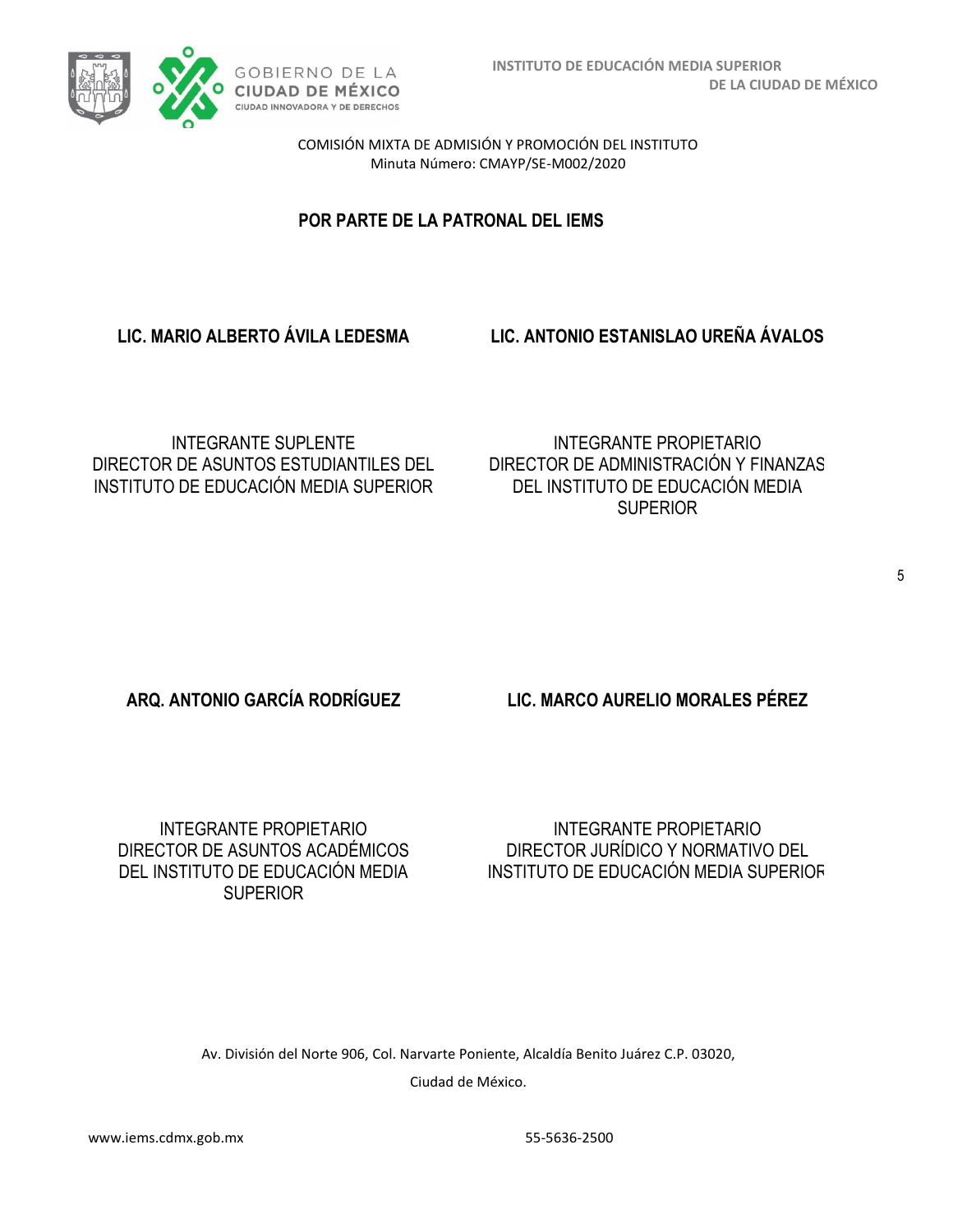COMISIÓN MIXTA DE ADMISIÓN Y PROMOCIÓN DEL INSTITUTO
Minuta Número: CMAYP/SE-M002/2020

## POR PARTE DE LA PATRONAL DEL IEMS

**LIC. MARIO ALBERTO ÁVILA LEDESMA**

INTEGRANTE SUPLENTE
DIRECTOR DE ASUNTOS ESTUDIANTILES DEL INSTITUTO DE EDUCACIÓN MEDIA SUPERIOR

**LIC. ANTONIO ESTANISLAO UREÑA ÁVALOS**

INTEGRANTE PROPIETARIO
DIRECTOR DE ADMINISTRACIÓN Y FINANZAS DEL INSTITUTO DE EDUCACIÓN MEDIA SUPERIOR

**ARQ. ANTONIO GARCÍA RODRÍGUEZ**

INTEGRANTE PROPIETARIO
DIRECTOR DE ASUNTOS ACADÉMICOS DEL INSTITUTO DE EDUCACIÓN MEDIA SUPERIOR

**LIC. MARCO AURELIO MORALES PÉREZ**

INTEGRANTE PROPIETARIO
DIRECTOR JURÍDICO Y NORMATIVO DEL INSTITUTO DE EDUCACIÓN MEDIA SUPERIOR